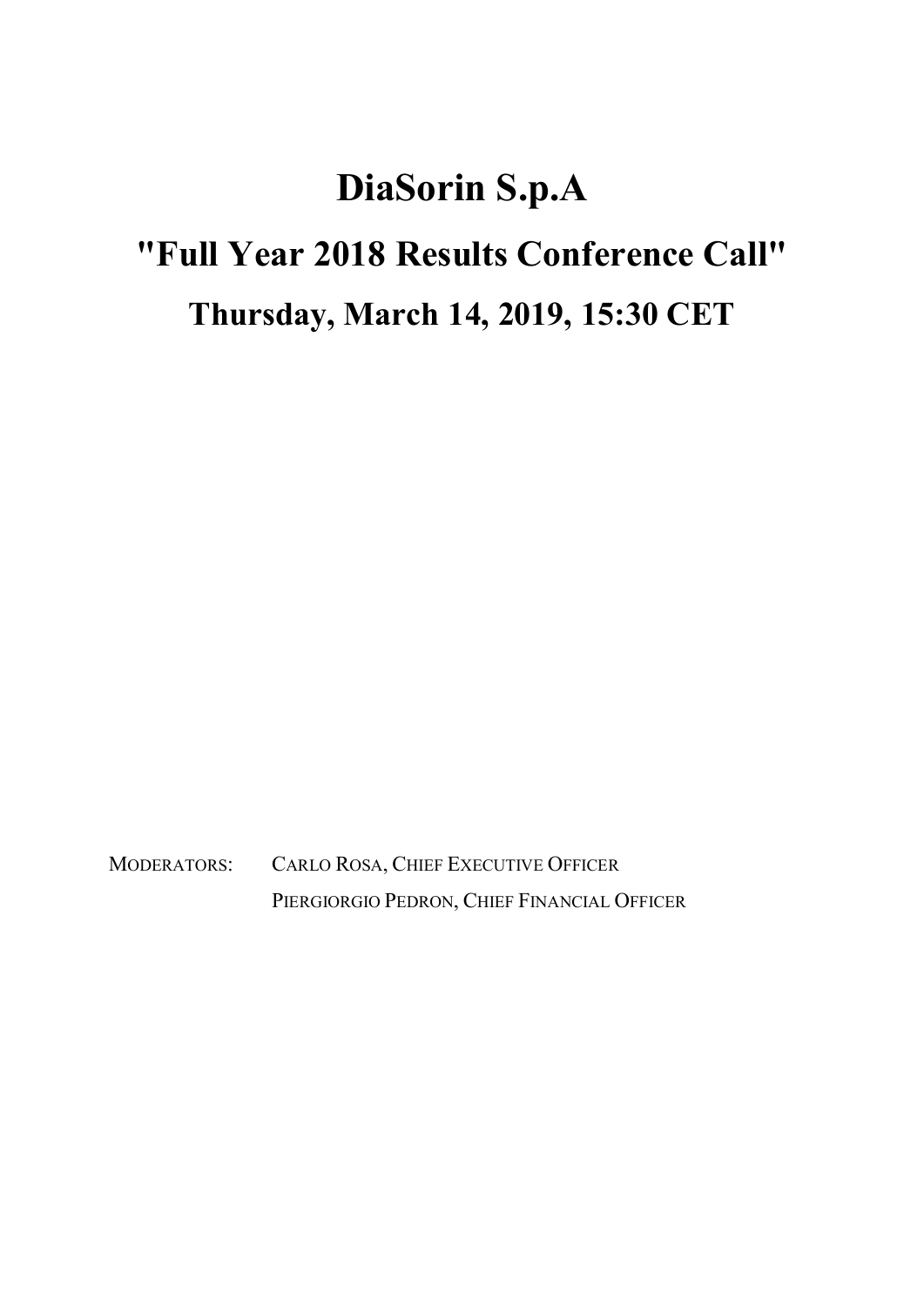# DiaSorin S.p.A

## "Full Year 2018 Results Conference Call"

### Thursday, March 14, 2019, 15:30 CET

MODERATORS: CARLO ROSA, CHIEF EXECUTIVE OFFICER
PIERGIORGIO PEDRON, CHIEF FINANCIAL OFFICER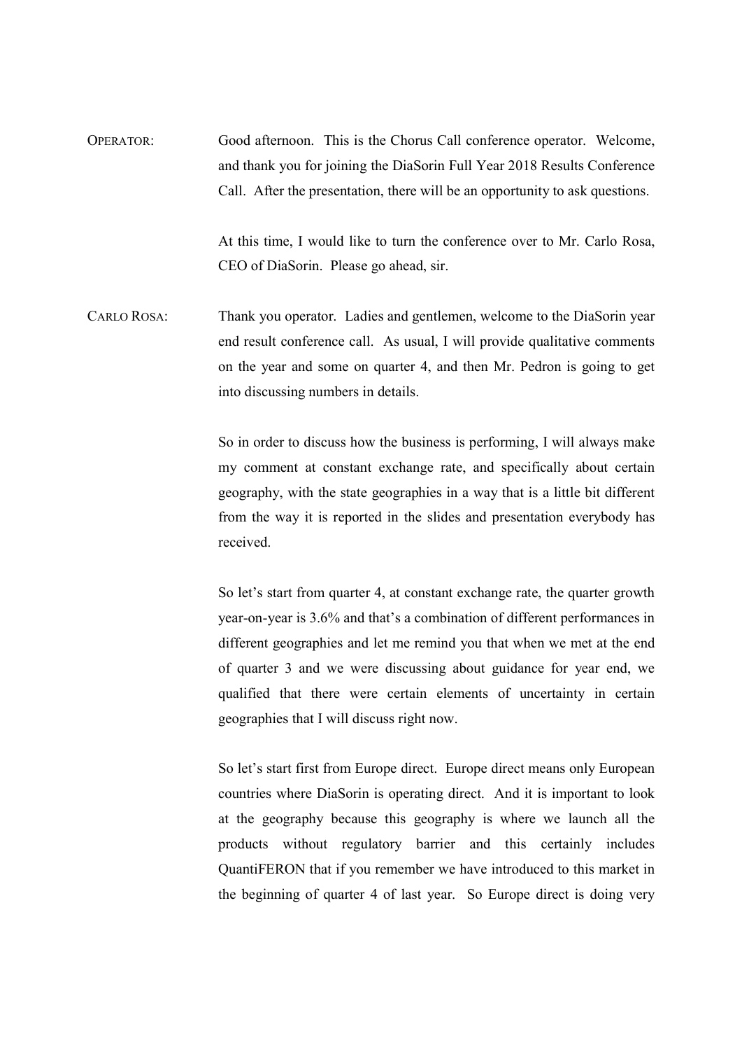OPERATOR: Good afternoon. This is the Chorus Call conference operator. Welcome, and thank you for joining the DiaSorin Full Year 2018 Results Conference Call. After the presentation, there will be an opportunity to ask questions.

At this time, I would like to turn the conference over to Mr. Carlo Rosa, CEO of DiaSorin. Please go ahead, sir.

CARLO ROSA: Thank you operator. Ladies and gentlemen, welcome to the DiaSorin year end result conference call. As usual, I will provide qualitative comments on the year and some on quarter 4, and then Mr. Pedron is going to get into discussing numbers in details.

So in order to discuss how the business is performing, I will always make my comment at constant exchange rate, and specifically about certain geography, with the state geographies in a way that is a little bit different from the way it is reported in the slides and presentation everybody has received.

So let's start from quarter 4, at constant exchange rate, the quarter growth year-on-year is 3.6% and that's a combination of different performances in different geographies and let me remind you that when we met at the end of quarter 3 and we were discussing about guidance for year end, we qualified that there were certain elements of uncertainty in certain geographies that I will discuss right now.

So let's start first from Europe direct. Europe direct means only European countries where DiaSorin is operating direct. And it is important to look at the geography because this geography is where we launch all the products without regulatory barrier and this certainly includes QuantiFERON that if you remember we have introduced to this market in the beginning of quarter 4 of last year. So Europe direct is doing very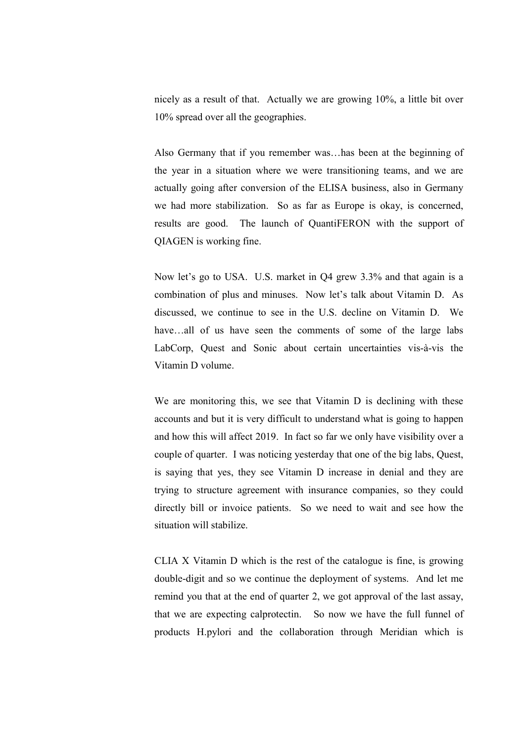nicely as a result of that. Actually we are growing 10%, a little bit over 10% spread over all the geographies.

Also Germany that if you remember was…has been at the beginning of the year in a situation where we were transitioning teams, and we are actually going after conversion of the ELISA business, also in Germany we had more stabilization. So as far as Europe is okay, is concerned, results are good. The launch of QuantiFERON with the support of QIAGEN is working fine.

Now let's go to USA. U.S. market in Q4 grew 3.3% and that again is a combination of plus and minuses. Now let's talk about Vitamin D. As discussed, we continue to see in the U.S. decline on Vitamin D. We have…all of us have seen the comments of some of the large labs LabCorp, Quest and Sonic about certain uncertainties vis-à-vis the Vitamin D volume.

We are monitoring this, we see that Vitamin D is declining with these accounts and but it is very difficult to understand what is going to happen and how this will affect 2019. In fact so far we only have visibility over a couple of quarter. I was noticing yesterday that one of the big labs, Quest, is saying that yes, they see Vitamin D increase in denial and they are trying to structure agreement with insurance companies, so they could directly bill or invoice patients. So we need to wait and see how the situation will stabilize.

CLIA X Vitamin D which is the rest of the catalogue is fine, is growing double-digit and so we continue the deployment of systems. And let me remind you that at the end of quarter 2, we got approval of the last assay, that we are expecting calprotectin. So now we have the full funnel of products H.pylori and the collaboration through Meridian which is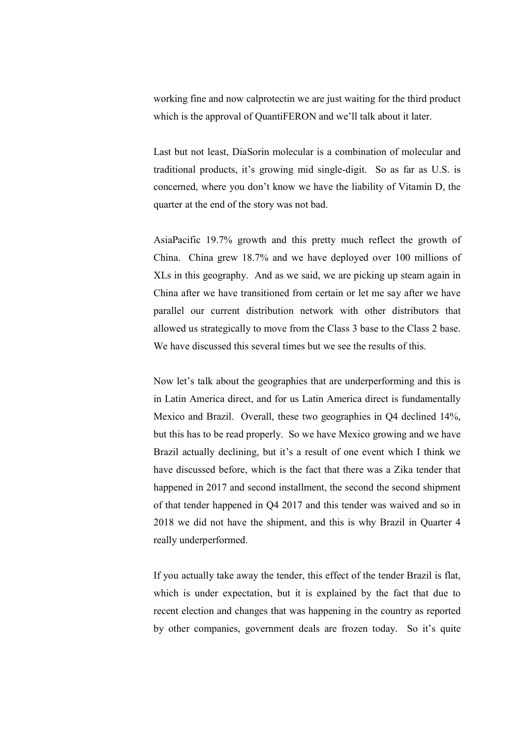working fine and now calprotectin we are just waiting for the third product which is the approval of QuantiFERON and we'll talk about it later.

Last but not least, DiaSorin molecular is a combination of molecular and traditional products, it's growing mid single-digit. So as far as U.S. is concerned, where you don't know we have the liability of Vitamin D, the quarter at the end of the story was not bad.

AsiaPacific 19.7% growth and this pretty much reflect the growth of China. China grew 18.7% and we have deployed over 100 millions of XLs in this geography. And as we said, we are picking up steam again in China after we have transitioned from certain or let me say after we have parallel our current distribution network with other distributors that allowed us strategically to move from the Class 3 base to the Class 2 base. We have discussed this several times but we see the results of this.

Now let's talk about the geographies that are underperforming and this is in Latin America direct, and for us Latin America direct is fundamentally Mexico and Brazil. Overall, these two geographies in Q4 declined 14%, but this has to be read properly. So we have Mexico growing and we have Brazil actually declining, but it's a result of one event which I think we have discussed before, which is the fact that there was a Zika tender that happened in 2017 and second installment, the second the second shipment of that tender happened in Q4 2017 and this tender was waived and so in 2018 we did not have the shipment, and this is why Brazil in Quarter 4 really underperformed.

If you actually take away the tender, this effect of the tender Brazil is flat, which is under expectation, but it is explained by the fact that due to recent election and changes that was happening in the country as reported by other companies, government deals are frozen today. So it's quite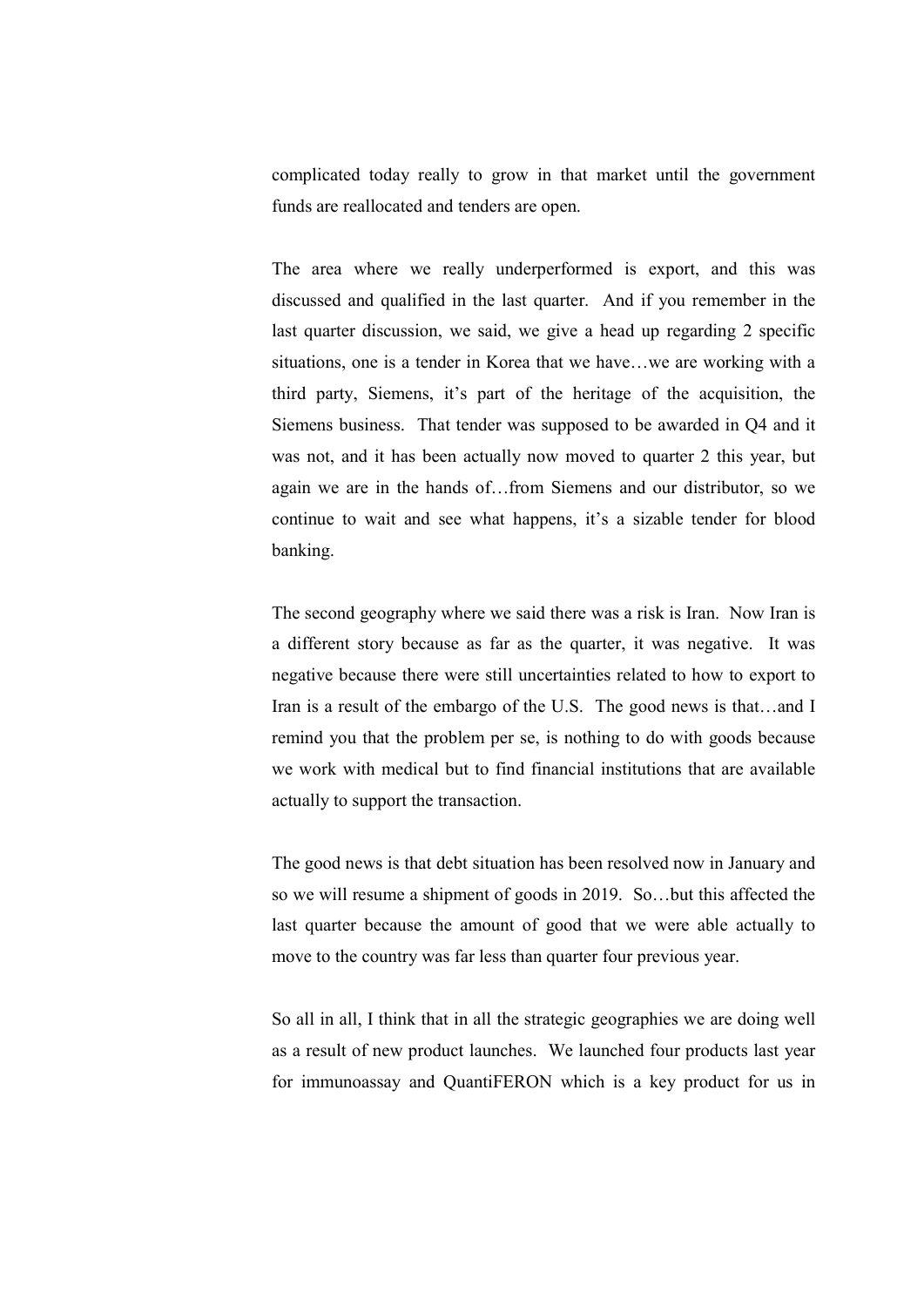complicated today really to grow in that market until the government funds are reallocated and tenders are open.

The area where we really underperformed is export, and this was discussed and qualified in the last quarter. And if you remember in the last quarter discussion, we said, we give a head up regarding 2 specific situations, one is a tender in Korea that we have…we are working with a third party, Siemens, it's part of the heritage of the acquisition, the Siemens business. That tender was supposed to be awarded in Q4 and it was not, and it has been actually now moved to quarter 2 this year, but again we are in the hands of…from Siemens and our distributor, so we continue to wait and see what happens, it's a sizable tender for blood banking.

The second geography where we said there was a risk is Iran. Now Iran is a different story because as far as the quarter, it was negative. It was negative because there were still uncertainties related to how to export to Iran is a result of the embargo of the U.S. The good news is that…and I remind you that the problem per se, is nothing to do with goods because we work with medical but to find financial institutions that are available actually to support the transaction.

The good news is that debt situation has been resolved now in January and so we will resume a shipment of goods in 2019. So…but this affected the last quarter because the amount of good that we were able actually to move to the country was far less than quarter four previous year.

So all in all, I think that in all the strategic geographies we are doing well as a result of new product launches. We launched four products last year for immunoassay and QuantiFERON which is a key product for us in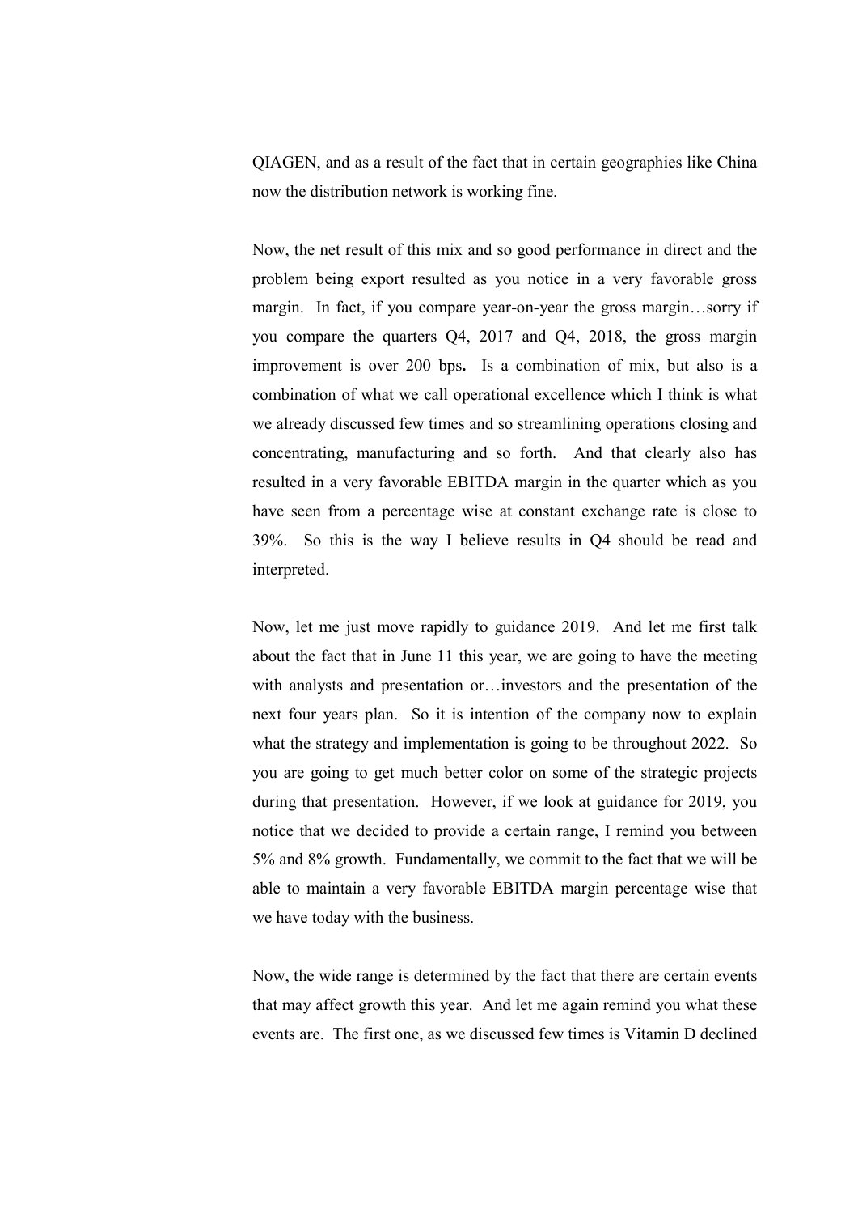QIAGEN, and as a result of the fact that in certain geographies like China now the distribution network is working fine.

Now, the net result of this mix and so good performance in direct and the problem being export resulted as you notice in a very favorable gross margin. In fact, if you compare year-on-year the gross margin…sorry if you compare the quarters Q4, 2017 and Q4, 2018, the gross margin improvement is over 200 bps**.** Is a combination of mix, but also is a combination of what we call operational excellence which I think is what we already discussed few times and so streamlining operations closing and concentrating, manufacturing and so forth. And that clearly also has resulted in a very favorable EBITDA margin in the quarter which as you have seen from a percentage wise at constant exchange rate is close to 39%. So this is the way I believe results in Q4 should be read and interpreted.

Now, let me just move rapidly to guidance 2019. And let me first talk about the fact that in June 11 this year, we are going to have the meeting with analysts and presentation or…investors and the presentation of the next four years plan. So it is intention of the company now to explain what the strategy and implementation is going to be throughout 2022. So you are going to get much better color on some of the strategic projects during that presentation. However, if we look at guidance for 2019, you notice that we decided to provide a certain range, I remind you between 5% and 8% growth. Fundamentally, we commit to the fact that we will be able to maintain a very favorable EBITDA margin percentage wise that we have today with the business.

Now, the wide range is determined by the fact that there are certain events that may affect growth this year. And let me again remind you what these events are. The first one, as we discussed few times is Vitamin D declined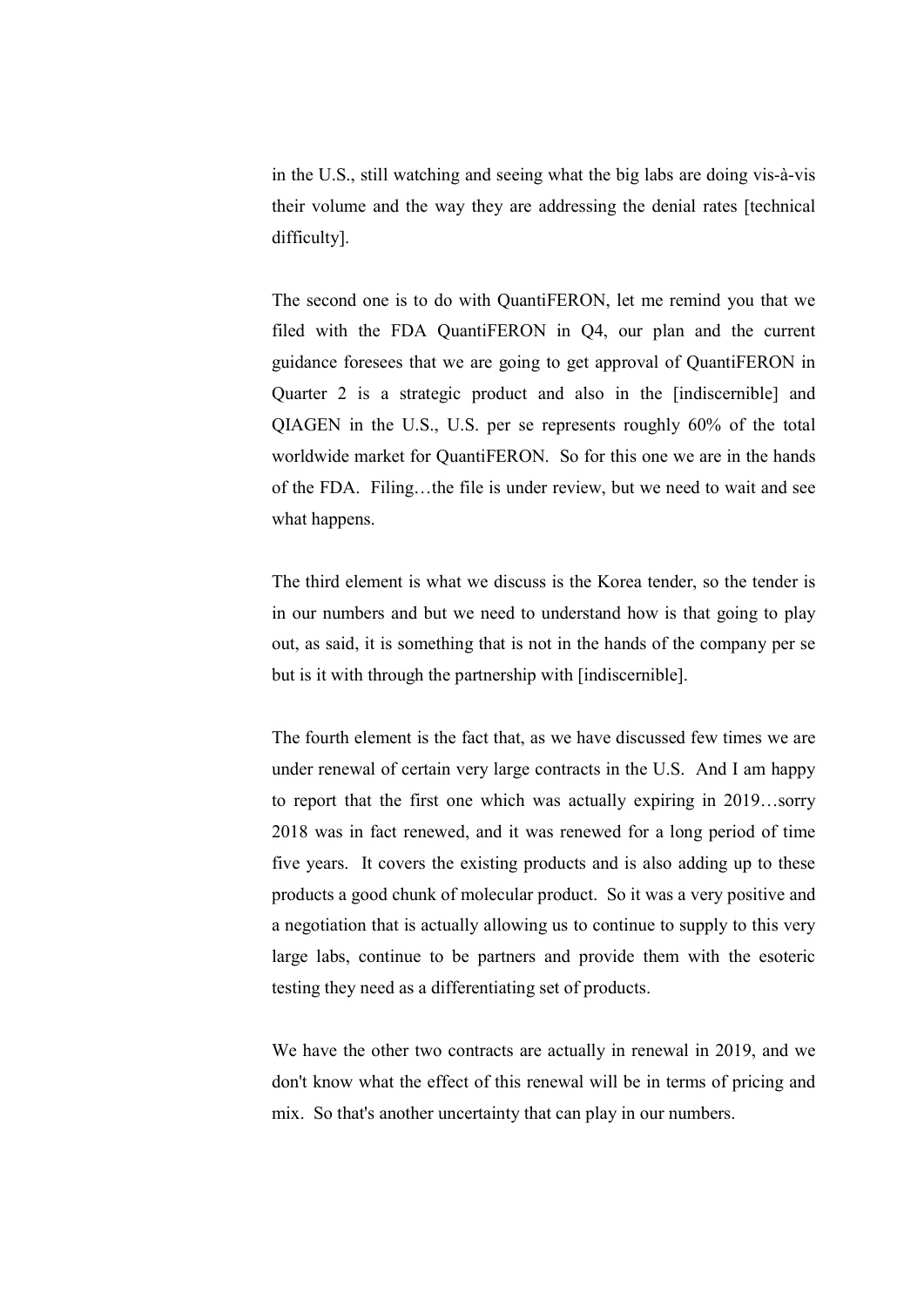in the U.S., still watching and seeing what the big labs are doing vis-à-vis their volume and the way they are addressing the denial rates [technical difficulty].

The second one is to do with QuantiFERON, let me remind you that we filed with the FDA QuantiFERON in Q4, our plan and the current guidance foresees that we are going to get approval of QuantiFERON in Quarter 2 is a strategic product and also in the [indiscernible] and QIAGEN in the U.S., U.S. per se represents roughly 60% of the total worldwide market for QuantiFERON. So for this one we are in the hands of the FDA. Filing…the file is under review, but we need to wait and see what happens.

The third element is what we discuss is the Korea tender, so the tender is in our numbers and but we need to understand how is that going to play out, as said, it is something that is not in the hands of the company per se but is it with through the partnership with [indiscernible].

The fourth element is the fact that, as we have discussed few times we are under renewal of certain very large contracts in the U.S. And I am happy to report that the first one which was actually expiring in 2019…sorry 2018 was in fact renewed, and it was renewed for a long period of time five years. It covers the existing products and is also adding up to these products a good chunk of molecular product. So it was a very positive and a negotiation that is actually allowing us to continue to supply to this very large labs, continue to be partners and provide them with the esoteric testing they need as a differentiating set of products.

We have the other two contracts are actually in renewal in 2019, and we don't know what the effect of this renewal will be in terms of pricing and mix. So that's another uncertainty that can play in our numbers.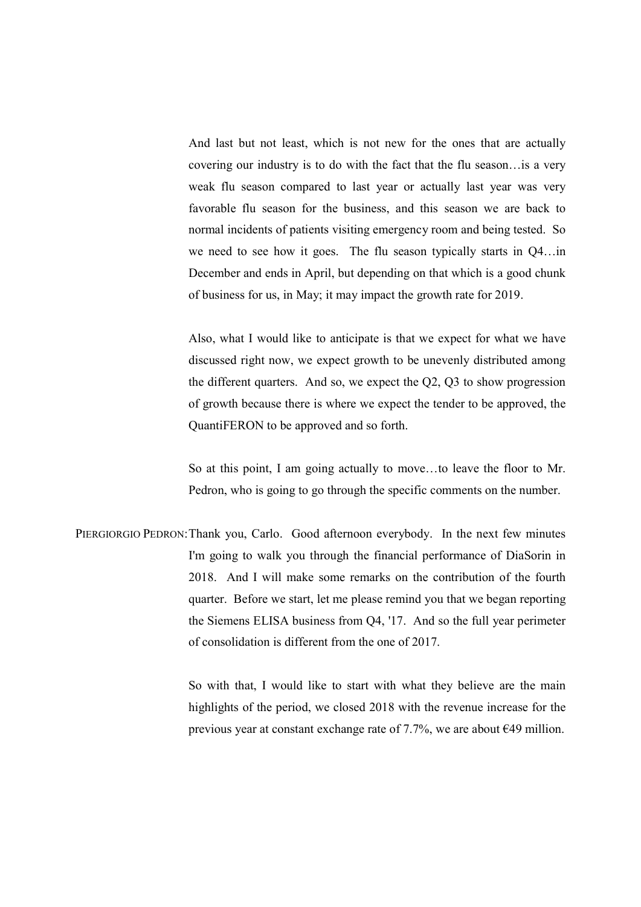And last but not least, which is not new for the ones that are actually covering our industry is to do with the fact that the flu season…is a very weak flu season compared to last year or actually last year was very favorable flu season for the business, and this season we are back to normal incidents of patients visiting emergency room and being tested. So we need to see how it goes. The flu season typically starts in Q4…in December and ends in April, but depending on that which is a good chunk of business for us, in May; it may impact the growth rate for 2019.

Also, what I would like to anticipate is that we expect for what we have discussed right now, we expect growth to be unevenly distributed among the different quarters. And so, we expect the Q2, Q3 to show progression of growth because there is where we expect the tender to be approved, the QuantiFERON to be approved and so forth.

So at this point, I am going actually to move…to leave the floor to Mr. Pedron, who is going to go through the specific comments on the number.

PIERGIORGIO PEDRON: Thank you, Carlo. Good afternoon everybody. In the next few minutes I'm going to walk you through the financial performance of DiaSorin in 2018. And I will make some remarks on the contribution of the fourth quarter. Before we start, let me please remind you that we began reporting the Siemens ELISA business from Q4, '17. And so the full year perimeter of consolidation is different from the one of 2017.

So with that, I would like to start with what they believe are the main highlights of the period, we closed 2018 with the revenue increase for the previous year at constant exchange rate of 7.7%, we are about €49 million.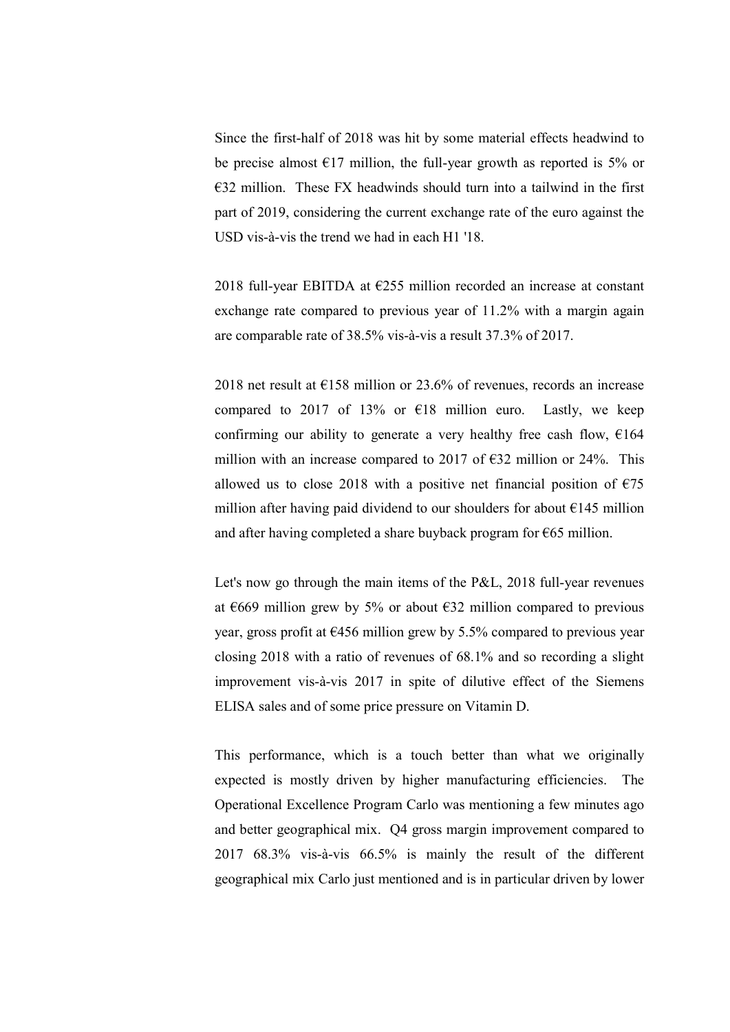Since the first-half of 2018 was hit by some material effects headwind to be precise almost €17 million, the full-year growth as reported is 5% or €32 million. These FX headwinds should turn into a tailwind in the first part of 2019, considering the current exchange rate of the euro against the USD vis-à-vis the trend we had in each H1 '18.

2018 full-year EBITDA at €255 million recorded an increase at constant exchange rate compared to previous year of 11.2% with a margin again are comparable rate of 38.5% vis-à-vis a result 37.3% of 2017.

2018 net result at €158 million or 23.6% of revenues, records an increase compared to 2017 of 13% or €18 million euro. Lastly, we keep confirming our ability to generate a very healthy free cash flow, €164 million with an increase compared to 2017 of €32 million or 24%. This allowed us to close 2018 with a positive net financial position of €75 million after having paid dividend to our shoulders for about €145 million and after having completed a share buyback program for €65 million.

Let's now go through the main items of the P&L, 2018 full-year revenues at €669 million grew by 5% or about €32 million compared to previous year, gross profit at €456 million grew by 5.5% compared to previous year closing 2018 with a ratio of revenues of 68.1% and so recording a slight improvement vis-à-vis 2017 in spite of dilutive effect of the Siemens ELISA sales and of some price pressure on Vitamin D.

This performance, which is a touch better than what we originally expected is mostly driven by higher manufacturing efficiencies. The Operational Excellence Program Carlo was mentioning a few minutes ago and better geographical mix. Q4 gross margin improvement compared to 2017 68.3% vis-à-vis 66.5% is mainly the result of the different geographical mix Carlo just mentioned and is in particular driven by lower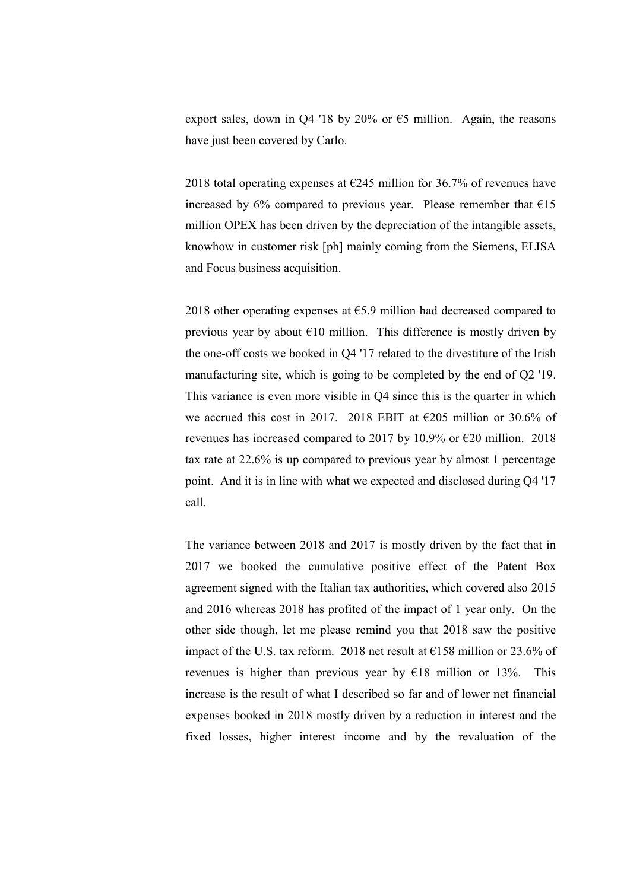export sales, down in Q4 '18 by 20% or €5 million. Again, the reasons have just been covered by Carlo.

2018 total operating expenses at €245 million for 36.7% of revenues have increased by 6% compared to previous year. Please remember that €15 million OPEX has been driven by the depreciation of the intangible assets, knowhow in customer risk [ph] mainly coming from the Siemens, ELISA and Focus business acquisition.

2018 other operating expenses at €5.9 million had decreased compared to previous year by about €10 million. This difference is mostly driven by the one-off costs we booked in Q4 '17 related to the divestiture of the Irish manufacturing site, which is going to be completed by the end of Q2 '19. This variance is even more visible in Q4 since this is the quarter in which we accrued this cost in 2017. 2018 EBIT at €205 million or 30.6% of revenues has increased compared to 2017 by 10.9% or €20 million. 2018 tax rate at 22.6% is up compared to previous year by almost 1 percentage point. And it is in line with what we expected and disclosed during Q4 '17 call.

The variance between 2018 and 2017 is mostly driven by the fact that in 2017 we booked the cumulative positive effect of the Patent Box agreement signed with the Italian tax authorities, which covered also 2015 and 2016 whereas 2018 has profited of the impact of 1 year only. On the other side though, let me please remind you that 2018 saw the positive impact of the U.S. tax reform. 2018 net result at €158 million or 23.6% of revenues is higher than previous year by €18 million or 13%. This increase is the result of what I described so far and of lower net financial expenses booked in 2018 mostly driven by a reduction in interest and the fixed losses, higher interest income and by the revaluation of the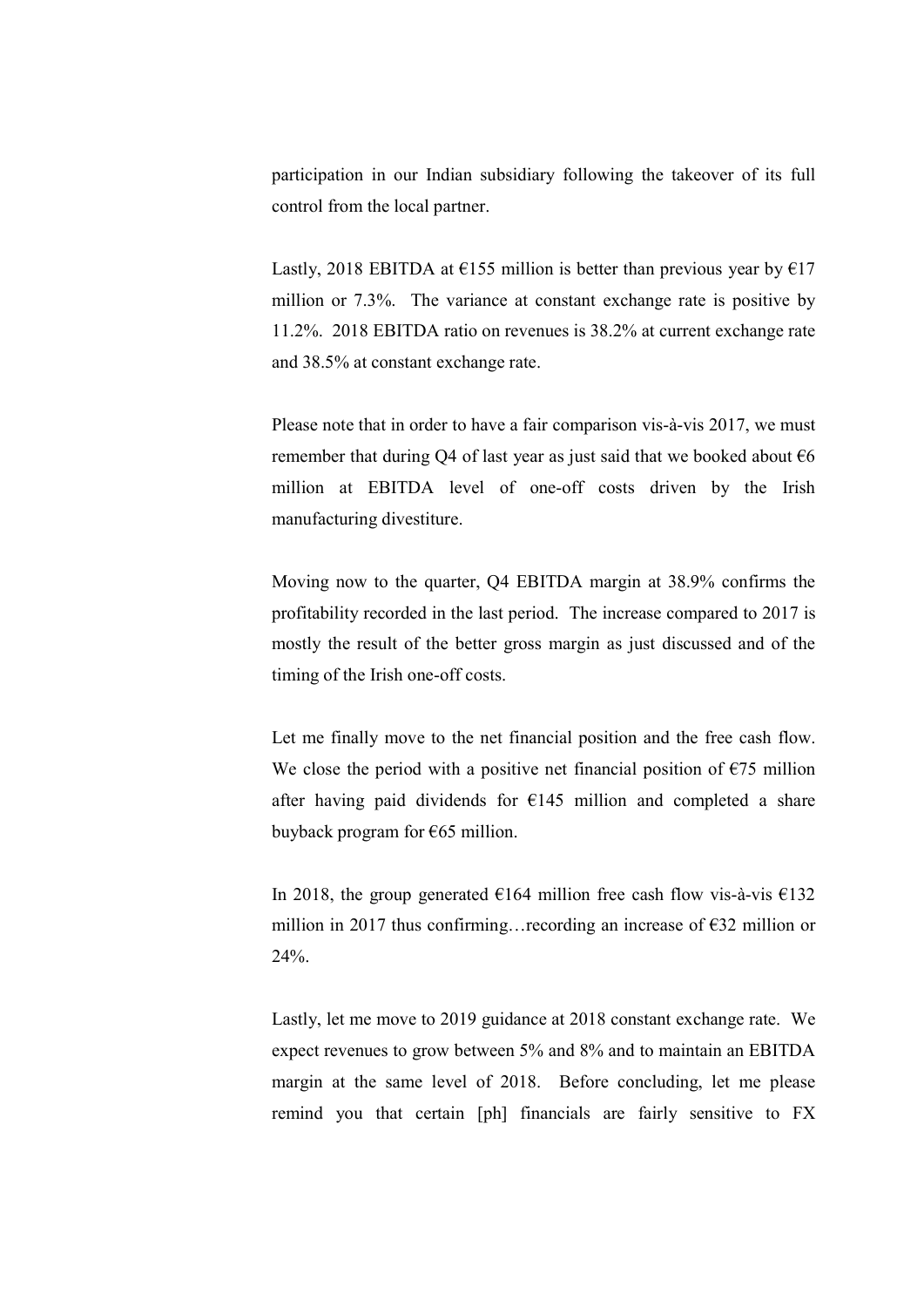participation in our Indian subsidiary following the takeover of its full control from the local partner.

Lastly, 2018 EBITDA at €155 million is better than previous year by €17 million or 7.3%. The variance at constant exchange rate is positive by 11.2%. 2018 EBITDA ratio on revenues is 38.2% at current exchange rate and 38.5% at constant exchange rate.

Please note that in order to have a fair comparison vis-à-vis 2017, we must remember that during Q4 of last year as just said that we booked about €6 million at EBITDA level of one-off costs driven by the Irish manufacturing divestiture.

Moving now to the quarter, Q4 EBITDA margin at 38.9% confirms the profitability recorded in the last period. The increase compared to 2017 is mostly the result of the better gross margin as just discussed and of the timing of the Irish one-off costs.

Let me finally move to the net financial position and the free cash flow. We close the period with a positive net financial position of €75 million after having paid dividends for €145 million and completed a share buyback program for €65 million.

In 2018, the group generated €164 million free cash flow vis-à-vis €132 million in 2017 thus confirming…recording an increase of €32 million or 24%.

Lastly, let me move to 2019 guidance at 2018 constant exchange rate. We expect revenues to grow between 5% and 8% and to maintain an EBITDA margin at the same level of 2018. Before concluding, let me please remind you that certain [ph] financials are fairly sensitive to FX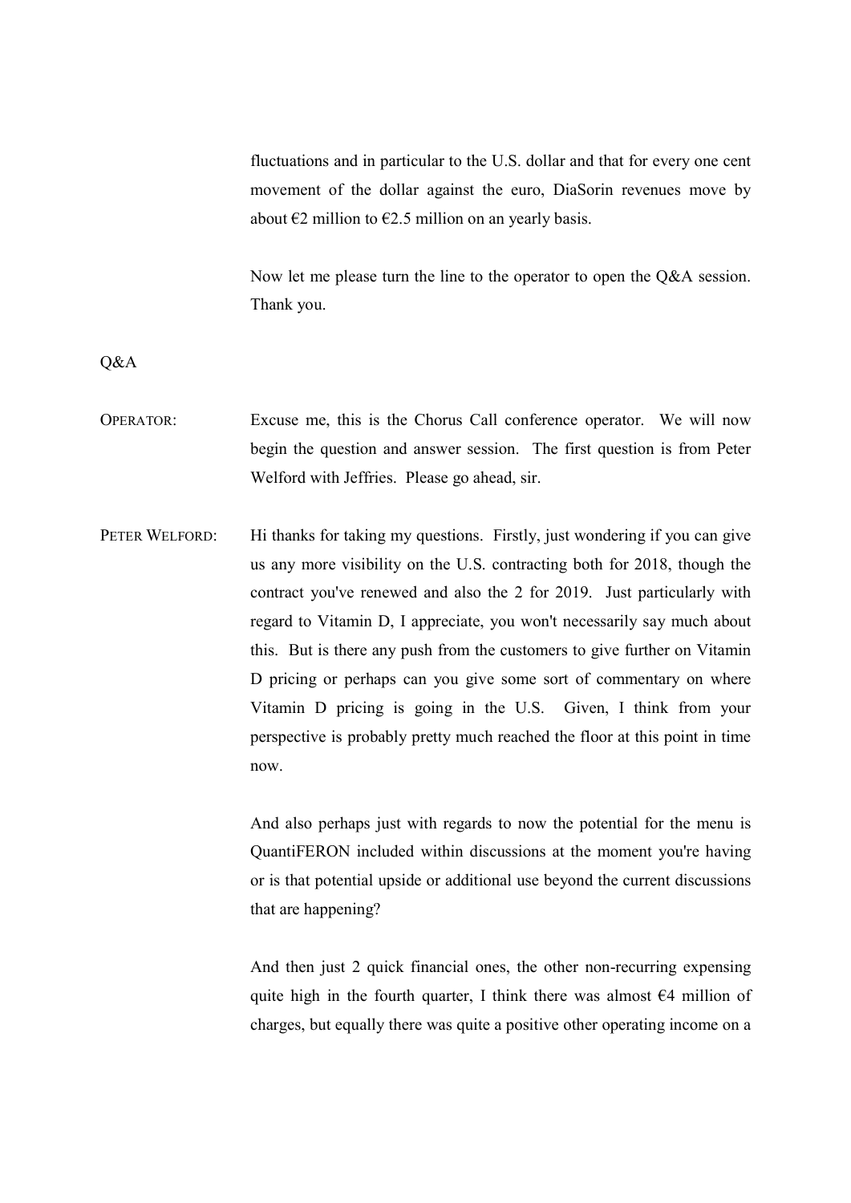fluctuations and in particular to the U.S. dollar and that for every one cent movement of the dollar against the euro, DiaSorin revenues move by about €2 million to €2.5 million on an yearly basis.

Now let me please turn the line to the operator to open the Q&A session. Thank you.

Q&A

OPERATOR: Excuse me, this is the Chorus Call conference operator. We will now begin the question and answer session. The first question is from Peter Welford with Jefferies. Please go ahead, sir.

PETER WELFORD: Hi thanks for taking my questions. Firstly, just wondering if you can give us any more visibility on the U.S. contracting both for 2018, though the contract you've renewed and also the 2 for 2019. Just particularly with regard to Vitamin D, I appreciate, you won't necessarily say much about this. But is there any push from the customers to give further on Vitamin D pricing or perhaps can you give some sort of commentary on where Vitamin D pricing is going in the U.S. Given, I think from your perspective is probably pretty much reached the floor at this point in time now.

And also perhaps just with regards to now the potential for the menu is QuantiFERON included within discussions at the moment you're having or is that potential upside or additional use beyond the current discussions that are happening?

And then just 2 quick financial ones, the other non-recurring expensing quite high in the fourth quarter, I think there was almost €4 million of charges, but equally there was quite a positive other operating income on a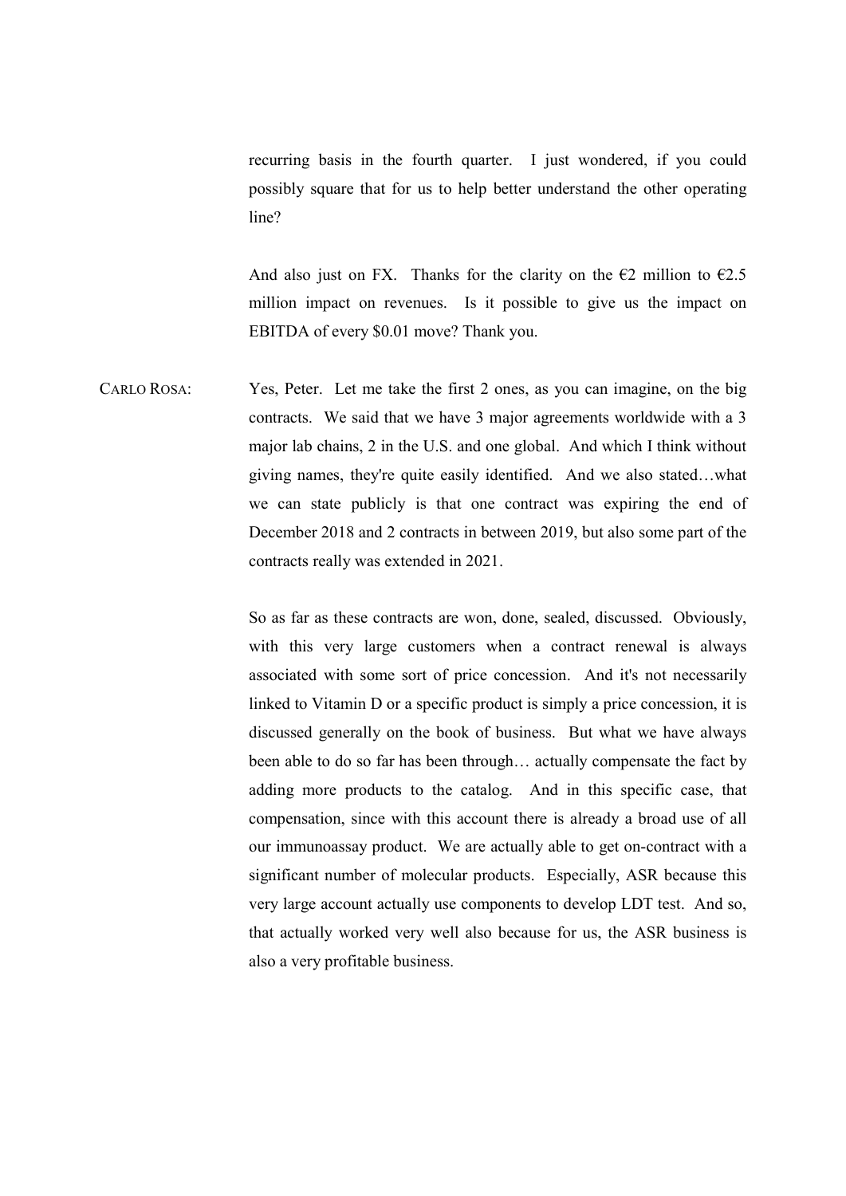recurring basis in the fourth quarter. I just wondered, if you could possibly square that for us to help better understand the other operating line?

And also just on FX. Thanks for the clarity on the €2 million to €2.5 million impact on revenues. Is it possible to give us the impact on EBITDA of every $0.01 move? Thank you.

CARLO ROSA: Yes, Peter. Let me take the first 2 ones, as you can imagine, on the big contracts. We said that we have 3 major agreements worldwide with a 3 major lab chains, 2 in the U.S. and one global. And which I think without giving names, they're quite easily identified. And we also stated…what we can state publicly is that one contract was expiring the end of December 2018 and 2 contracts in between 2019, but also some part of the contracts really was extended in 2021.

So as far as these contracts are won, done, sealed, discussed. Obviously, with this very large customers when a contract renewal is always associated with some sort of price concession. And it's not necessarily linked to Vitamin D or a specific product is simply a price concession, it is discussed generally on the book of business. But what we have always been able to do so far has been through… actually compensate the fact by adding more products to the catalog. And in this specific case, that compensation, since with this account there is already a broad use of all our immunoassay product. We are actually able to get on-contract with a significant number of molecular products. Especially, ASR because this very large account actually use components to develop LDT test. And so, that actually worked very well also because for us, the ASR business is also a very profitable business.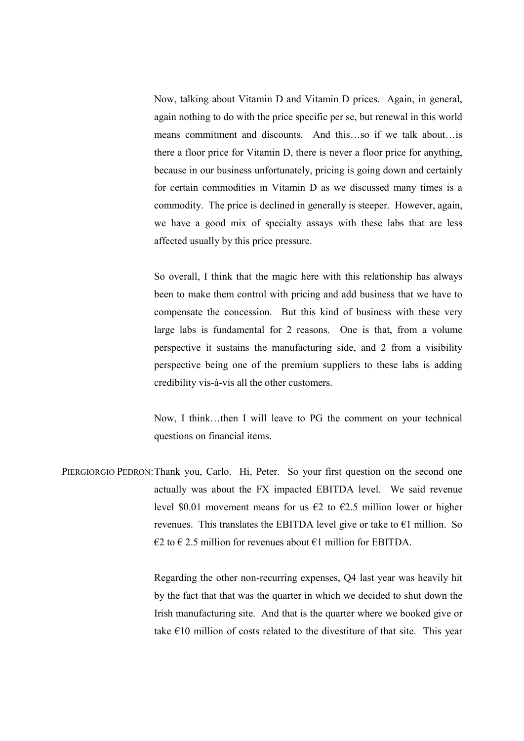Now, talking about Vitamin D and Vitamin D prices. Again, in general, again nothing to do with the price specific per se, but renewal in this world means commitment and discounts. And this…so if we talk about…is there a floor price for Vitamin D, there is never a floor price for anything, because in our business unfortunately, pricing is going down and certainly for certain commodities in Vitamin D as we discussed many times is a commodity. The price is declined in generally is steeper. However, again, we have a good mix of specialty assays with these labs that are less affected usually by this price pressure.

So overall, I think that the magic here with this relationship has always been to make them control with pricing and add business that we have to compensate the concession. But this kind of business with these very large labs is fundamental for 2 reasons. One is that, from a volume perspective it sustains the manufacturing side, and 2 from a visibility perspective being one of the premium suppliers to these labs is adding credibility vis-à-vis all the other customers.

Now, I think…then I will leave to PG the comment on your technical questions on financial items.

PIERGIORGIO PEDRON: Thank you, Carlo. Hi, Peter. So your first question on the second one actually was about the FX impacted EBITDA level. We said revenue level $0.01 movement means for us €2 to €2.5 million lower or higher revenues. This translates the EBITDA level give or take to €1 million. So €2 to € 2.5 million for revenues about €1 million for EBITDA.

Regarding the other non-recurring expenses, Q4 last year was heavily hit by the fact that that was the quarter in which we decided to shut down the Irish manufacturing site. And that is the quarter where we booked give or take €10 million of costs related to the divestiture of that site. This year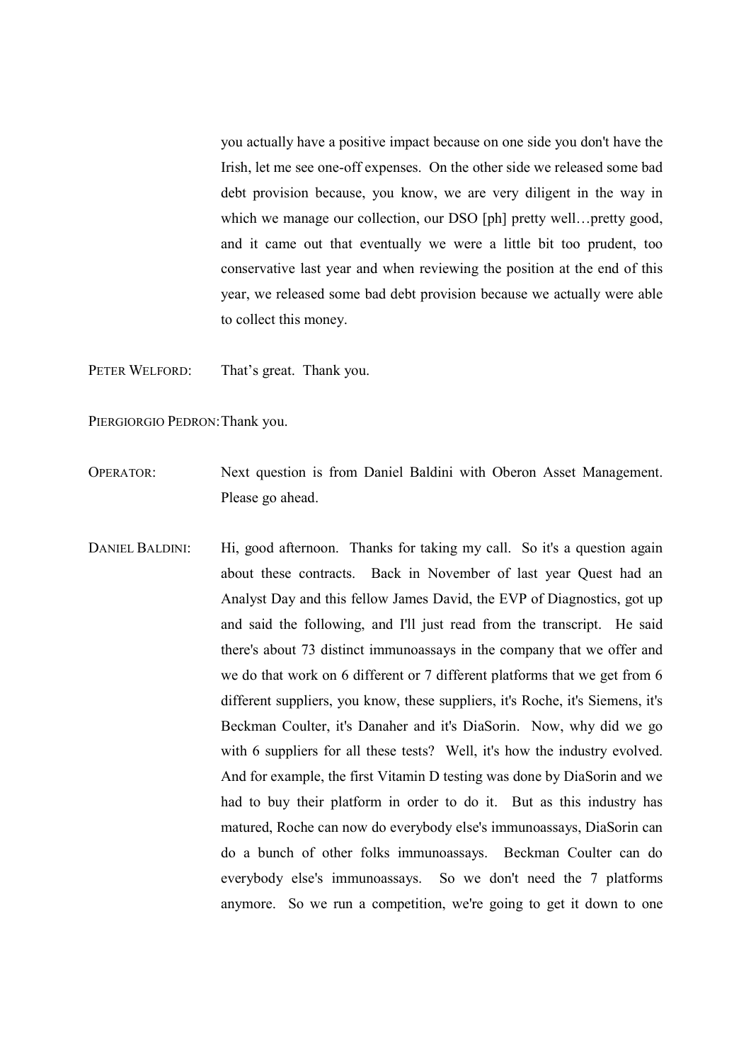you actually have a positive impact because on one side you don't have the Irish, let me see one-off expenses. On the other side we released some bad debt provision because, you know, we are very diligent in the way in which we manage our collection, our DSO [ph] pretty well…pretty good, and it came out that eventually we were a little bit too prudent, too conservative last year and when reviewing the position at the end of this year, we released some bad debt provision because we actually were able to collect this money.

PETER WELFORD: That's great. Thank you.

PIERGIORGIO PEDRON: Thank you.

OPERATOR: Next question is from Daniel Baldini with Oberon Asset Management. Please go ahead.

DANIEL BALDINI: Hi, good afternoon. Thanks for taking my call. So it's a question again about these contracts. Back in November of last year Quest had an Analyst Day and this fellow James David, the EVP of Diagnostics, got up and said the following, and I'll just read from the transcript. He said there's about 73 distinct immunoassays in the company that we offer and we do that work on 6 different or 7 different platforms that we get from 6 different suppliers, you know, these suppliers, it's Roche, it's Siemens, it's Beckman Coulter, it's Danaher and it's DiaSorin. Now, why did we go with 6 suppliers for all these tests? Well, it's how the industry evolved. And for example, the first Vitamin D testing was done by DiaSorin and we had to buy their platform in order to do it. But as this industry has matured, Roche can now do everybody else's immunoassays, DiaSorin can do a bunch of other folks immunoassays. Beckman Coulter can do everybody else's immunoassays. So we don't need the 7 platforms anymore. So we run a competition, we're going to get it down to one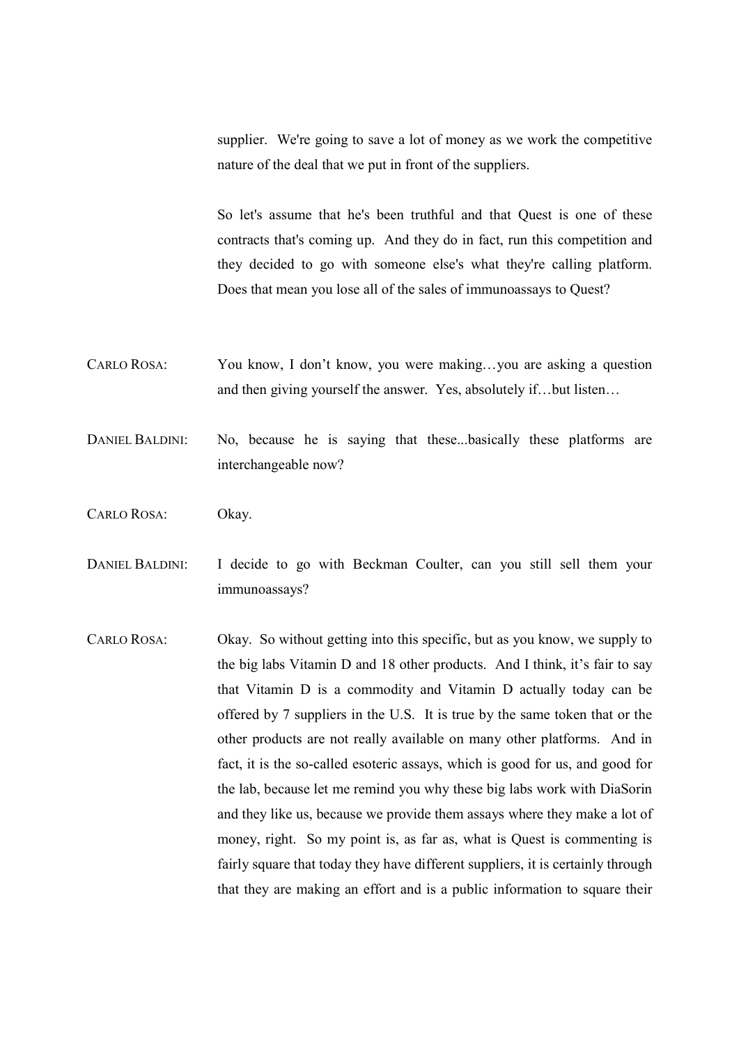supplier. We're going to save a lot of money as we work the competitive nature of the deal that we put in front of the suppliers.

So let's assume that he's been truthful and that Quest is one of these contracts that's coming up. And they do in fact, run this competition and they decided to go with someone else's what they're calling platform. Does that mean you lose all of the sales of immunoassays to Quest?

CARLO ROSA: You know, I don't know, you were making…you are asking a question and then giving yourself the answer. Yes, absolutely if…but listen…

DANIEL BALDINI: No, because he is saying that these...basically these platforms are interchangeable now?

CARLO ROSA: Okay.

DANIEL BALDINI: I decide to go with Beckman Coulter, can you still sell them your immunoassays?

CARLO ROSA: Okay. So without getting into this specific, but as you know, we supply to the big labs Vitamin D and 18 other products. And I think, it's fair to say that Vitamin D is a commodity and Vitamin D actually today can be offered by 7 suppliers in the U.S. It is true by the same token that or the other products are not really available on many other platforms. And in fact, it is the so-called esoteric assays, which is good for us, and good for the lab, because let me remind you why these big labs work with DiaSorin and they like us, because we provide them assays where they make a lot of money, right. So my point is, as far as, what is Quest is commenting is fairly square that today they have different suppliers, it is certainly through that they are making an effort and is a public information to square their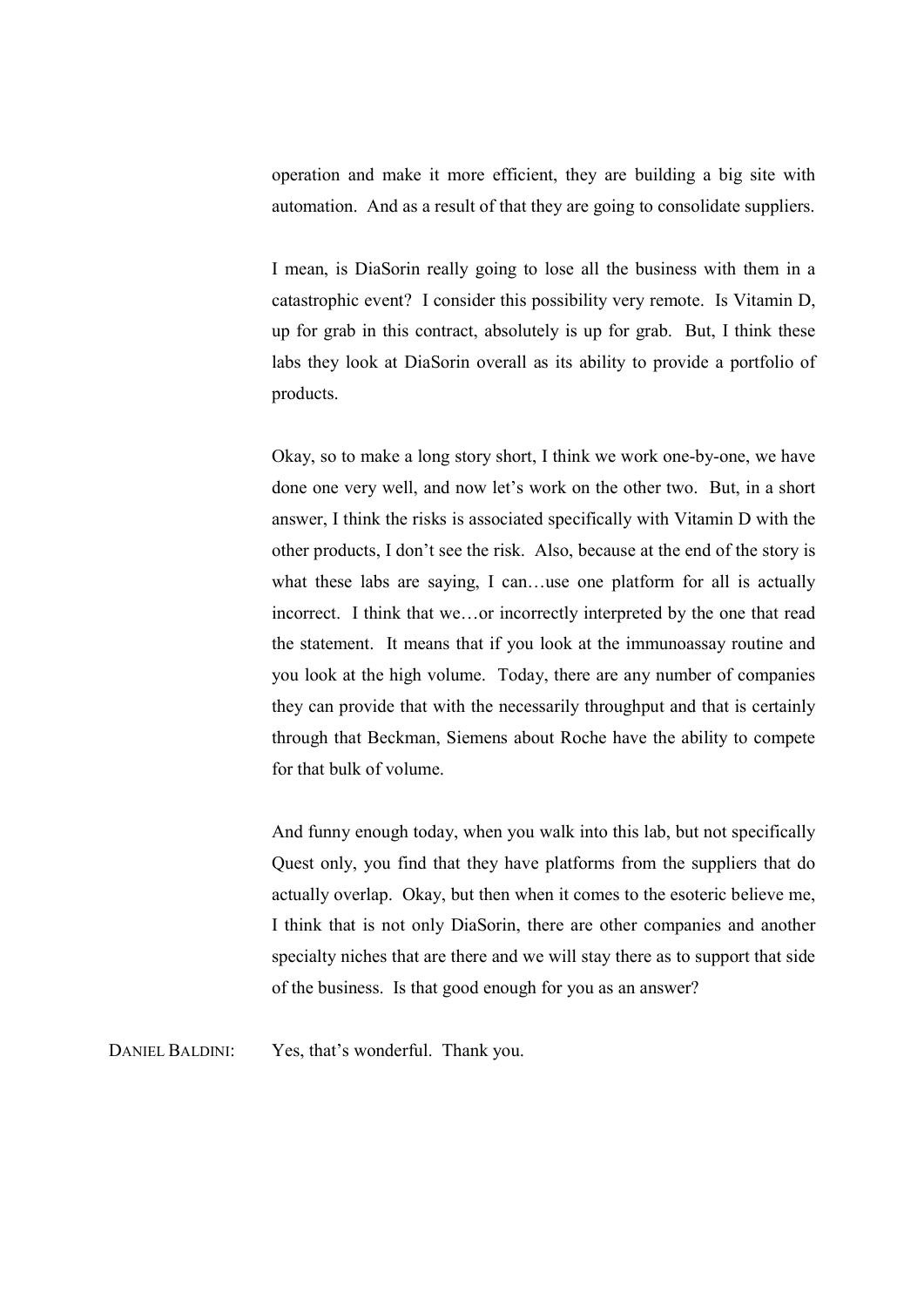operation and make it more efficient, they are building a big site with automation. And as a result of that they are going to consolidate suppliers.

I mean, is DiaSorin really going to lose all the business with them in a catastrophic event? I consider this possibility very remote. Is Vitamin D, up for grab in this contract, absolutely is up for grab. But, I think these labs they look at DiaSorin overall as its ability to provide a portfolio of products.

Okay, so to make a long story short, I think we work one-by-one, we have done one very well, and now let's work on the other two. But, in a short answer, I think the risks is associated specifically with Vitamin D with the other products, I don't see the risk. Also, because at the end of the story is what these labs are saying, I can…use one platform for all is actually incorrect. I think that we…or incorrectly interpreted by the one that read the statement. It means that if you look at the immunoassay routine and you look at the high volume. Today, there are any number of companies they can provide that with the necessarily throughput and that is certainly through that Beckman, Siemens about Roche have the ability to compete for that bulk of volume.

And funny enough today, when you walk into this lab, but not specifically Quest only, you find that they have platforms from the suppliers that do actually overlap. Okay, but then when it comes to the esoteric believe me, I think that is not only DiaSorin, there are other companies and another specialty niches that are there and we will stay there as to support that side of the business. Is that good enough for you as an answer?

DANIEL BALDINI: Yes, that's wonderful. Thank you.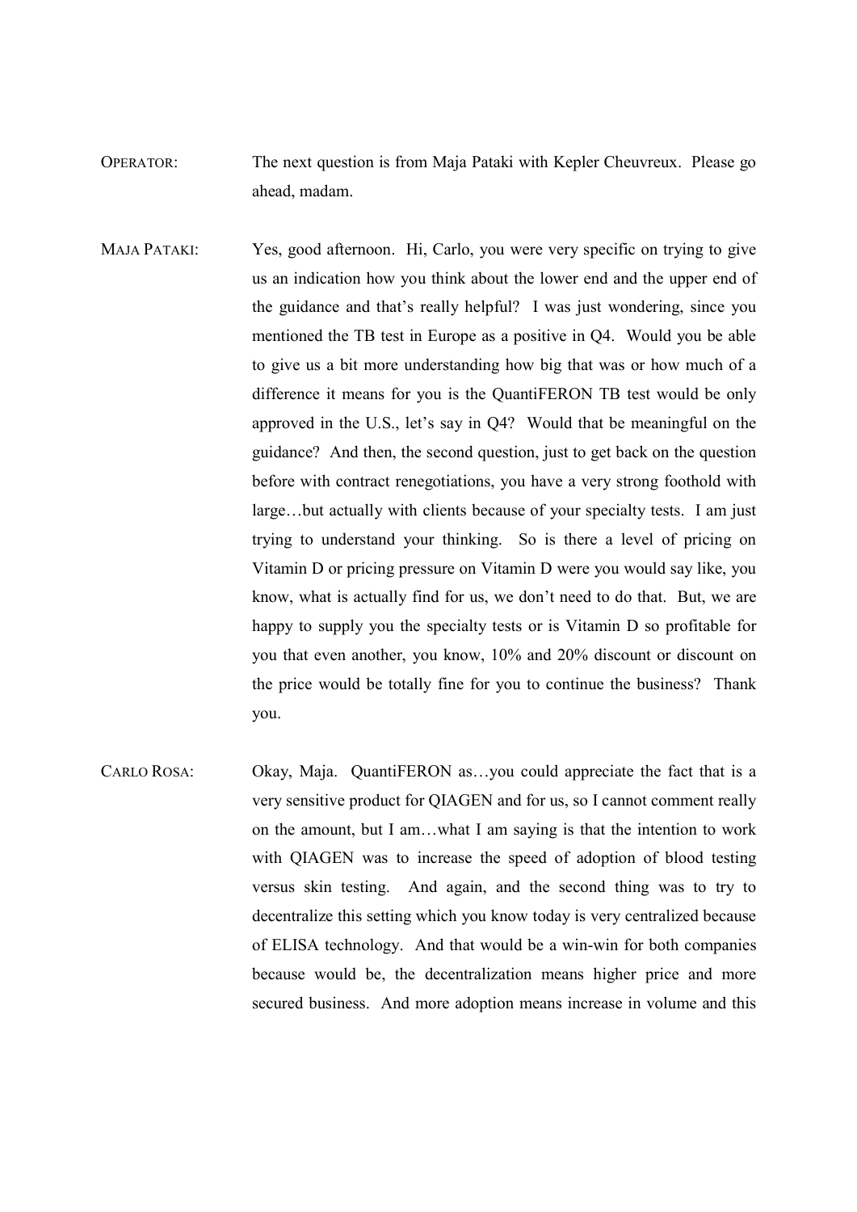OPERATOR: The next question is from Maja Pataki with Kepler Cheuvreux. Please go ahead, madam.

MAJA PATAKI: Yes, good afternoon. Hi, Carlo, you were very specific on trying to give us an indication how you think about the lower end and the upper end of the guidance and that's really helpful? I was just wondering, since you mentioned the TB test in Europe as a positive in Q4. Would you be able to give us a bit more understanding how big that was or how much of a difference it means for you is the QuantiFERON TB test would be only approved in the U.S., let's say in Q4? Would that be meaningful on the guidance? And then, the second question, just to get back on the question before with contract renegotiations, you have a very strong foothold with large…but actually with clients because of your specialty tests. I am just trying to understand your thinking. So is there a level of pricing on Vitamin D or pricing pressure on Vitamin D were you would say like, you know, what is actually find for us, we don't need to do that. But, we are happy to supply you the specialty tests or is Vitamin D so profitable for you that even another, you know, 10% and 20% discount or discount on the price would be totally fine for you to continue the business? Thank you.

CARLO ROSA: Okay, Maja. QuantiFERON as…you could appreciate the fact that is a very sensitive product for QIAGEN and for us, so I cannot comment really on the amount, but I am…what I am saying is that the intention to work with QIAGEN was to increase the speed of adoption of blood testing versus skin testing. And again, and the second thing was to try to decentralize this setting which you know today is very centralized because of ELISA technology. And that would be a win-win for both companies because would be, the decentralization means higher price and more secured business. And more adoption means increase in volume and this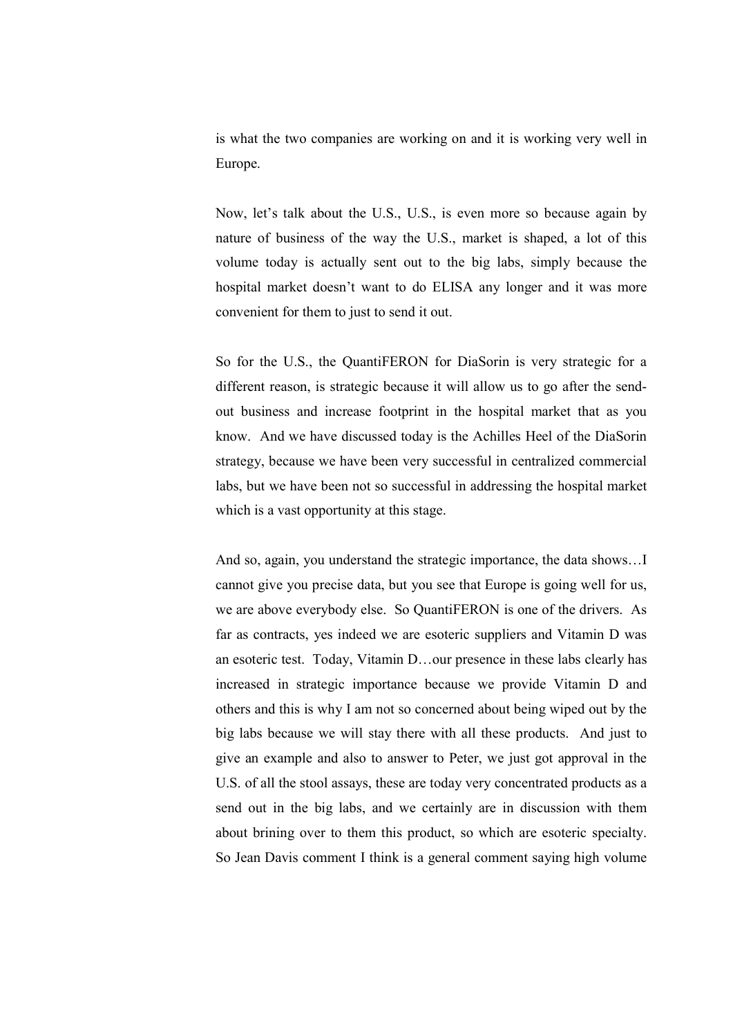is what the two companies are working on and it is working very well in Europe.

Now, let's talk about the U.S., U.S., is even more so because again by nature of business of the way the U.S., market is shaped, a lot of this volume today is actually sent out to the big labs, simply because the hospital market doesn't want to do ELISA any longer and it was more convenient for them to just to send it out.

So for the U.S., the QuantiFERON for DiaSorin is very strategic for a different reason, is strategic because it will allow us to go after the send-out business and increase footprint in the hospital market that as you know. And we have discussed today is the Achilles Heel of the DiaSorin strategy, because we have been very successful in centralized commercial labs, but we have been not so successful in addressing the hospital market which is a vast opportunity at this stage.

And so, again, you understand the strategic importance, the data shows…I cannot give you precise data, but you see that Europe is going well for us, we are above everybody else. So QuantiFERON is one of the drivers. As far as contracts, yes indeed we are esoteric suppliers and Vitamin D was an esoteric test. Today, Vitamin D…our presence in these labs clearly has increased in strategic importance because we provide Vitamin D and others and this is why I am not so concerned about being wiped out by the big labs because we will stay there with all these products. And just to give an example and also to answer to Peter, we just got approval in the U.S. of all the stool assays, these are today very concentrated products as a send out in the big labs, and we certainly are in discussion with them about brining over to them this product, so which are esoteric specialty. So Jean Davis comment I think is a general comment saying high volume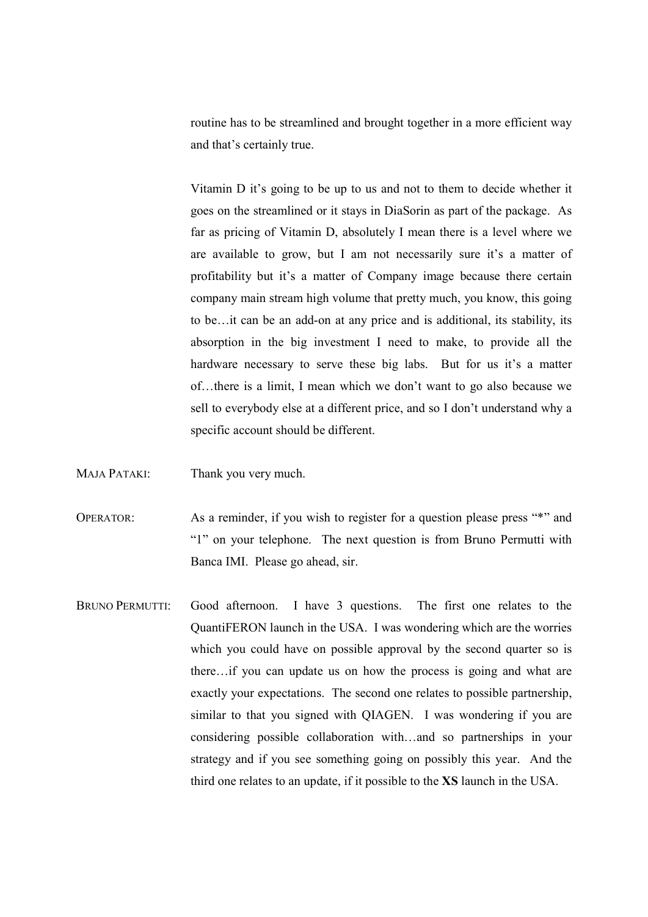routine has to be streamlined and brought together in a more efficient way and that's certainly true.

Vitamin D it's going to be up to us and not to them to decide whether it goes on the streamlined or it stays in DiaSorin as part of the package. As far as pricing of Vitamin D, absolutely I mean there is a level where we are available to grow, but I am not necessarily sure it's a matter of profitability but it's a matter of Company image because there certain company main stream high volume that pretty much, you know, this going to be…it can be an add-on at any price and is additional, its stability, its absorption in the big investment I need to make, to provide all the hardware necessary to serve these big labs. But for us it's a matter of…there is a limit, I mean which we don't want to go also because we sell to everybody else at a different price, and so I don't understand why a specific account should be different.

MAJA PATAKI: Thank you very much.

OPERATOR: As a reminder, if you wish to register for a question please press "*" and "1" on your telephone. The next question is from Bruno Permutti with Banca IMI. Please go ahead, sir.

BRUNO PERMUTTI: Good afternoon. I have 3 questions. The first one relates to the QuantiFERON launch in the USA. I was wondering which are the worries which you could have on possible approval by the second quarter so is there…if you can update us on how the process is going and what are exactly your expectations. The second one relates to possible partnership, similar to that you signed with QIAGEN. I was wondering if you are considering possible collaboration with…and so partnerships in your strategy and if you see something going on possibly this year. And the third one relates to an update, if it possible to the **XS** launch in the USA.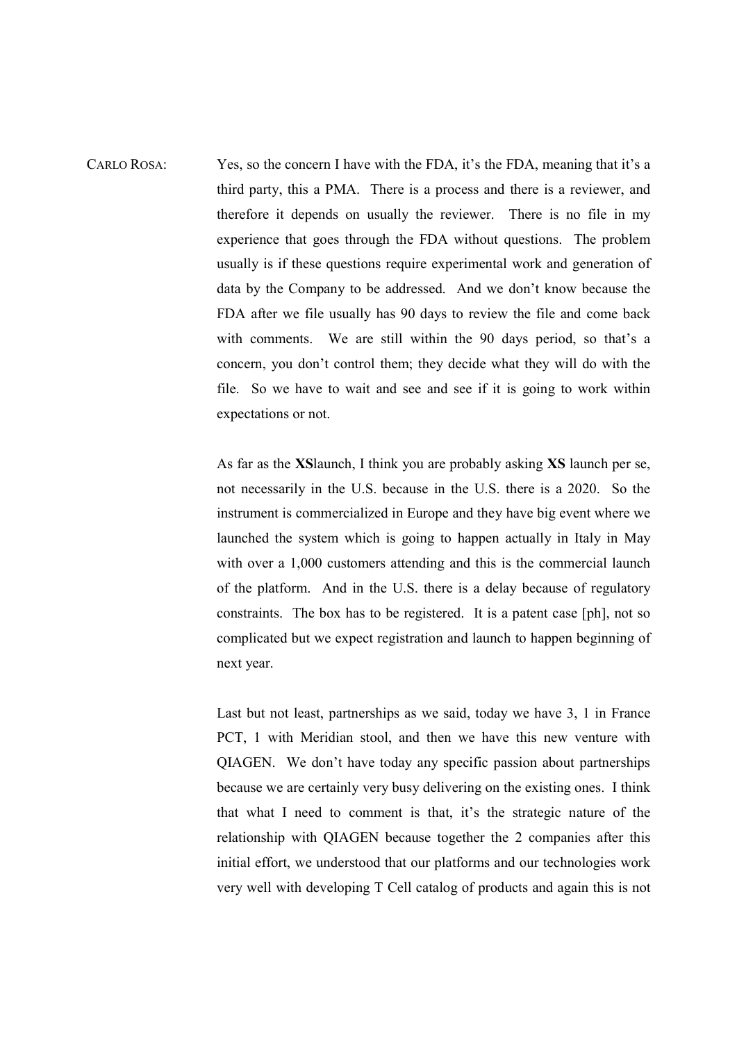CARLO ROSA: Yes, so the concern I have with the FDA, it's the FDA, meaning that it's a third party, this a PMA. There is a process and there is a reviewer, and therefore it depends on usually the reviewer. There is no file in my experience that goes through the FDA without questions. The problem usually is if these questions require experimental work and generation of data by the Company to be addressed. And we don't know because the FDA after we file usually has 90 days to review the file and come back with comments. We are still within the 90 days period, so that's a concern, you don't control them; they decide what they will do with the file. So we have to wait and see and see if it is going to work within expectations or not.

As far as the **XS**launch, I think you are probably asking **XS** launch per se, not necessarily in the U.S. because in the U.S. there is a 2020. So the instrument is commercialized in Europe and they have big event where we launched the system which is going to happen actually in Italy in May with over a 1,000 customers attending and this is the commercial launch of the platform. And in the U.S. there is a delay because of regulatory constraints. The box has to be registered. It is a patent case [ph], not so complicated but we expect registration and launch to happen beginning of next year.

Last but not least, partnerships as we said, today we have 3, 1 in France PCT, 1 with Meridian stool, and then we have this new venture with QIAGEN. We don't have today any specific passion about partnerships because we are certainly very busy delivering on the existing ones. I think that what I need to comment is that, it's the strategic nature of the relationship with QIAGEN because together the 2 companies after this initial effort, we understood that our platforms and our technologies work very well with developing T Cell catalog of products and again this is not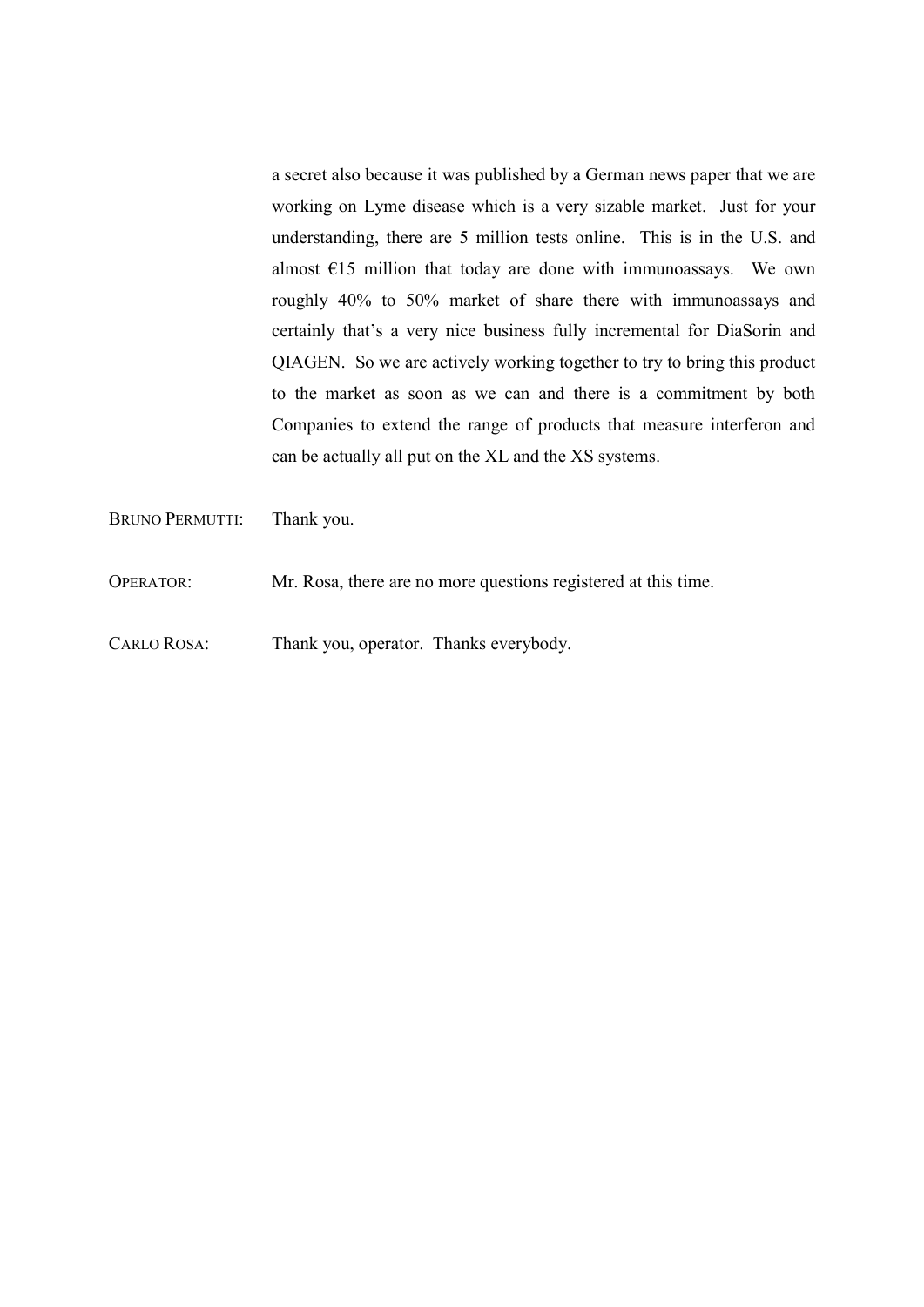a secret also because it was published by a German news paper that we are working on Lyme disease which is a very sizable market. Just for your understanding, there are 5 million tests online. This is in the U.S. and almost €15 million that today are done with immunoassays. We own roughly 40% to 50% market of share there with immunoassays and certainly that's a very nice business fully incremental for DiaSorin and QIAGEN. So we are actively working together to try to bring this product to the market as soon as we can and there is a commitment by both Companies to extend the range of products that measure interferon and can be actually all put on the XL and the XS systems.

BRUNO PERMUTTI: Thank you.

OPERATOR: Mr. Rosa, there are no more questions registered at this time.

CARLO ROSA: Thank you, operator. Thanks everybody.